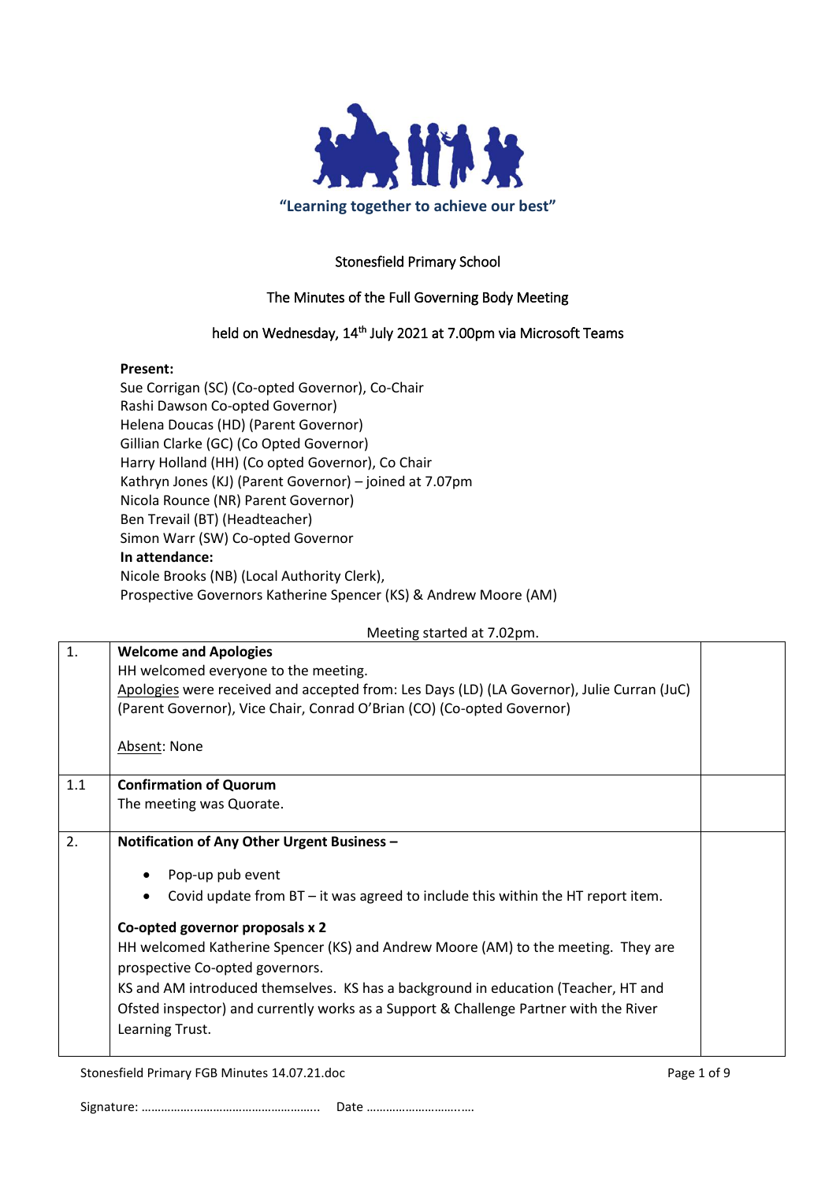"Learning together to achieve our best"

Stonesfield Primary School

The Minutes of the Full Governing Body Meeting

held on Wednesday, 14th July 2021 at 7.00pm via Microsoft Teams

**Present:**
Sue Corrigan (SC) (Co-opted Governor), Co-Chair
Rashi Dawson Co-opted Governor)
Helena Doucas (HD) (Parent Governor)
Gillian Clarke (GC) (Co Opted Governor)
Harry Holland (HH) (Co opted Governor), Co Chair
Kathryn Jones (KJ) (Parent Governor) – joined at 7.07pm
Nicola Rounce (NR) Parent Governor)
Ben Trevail (BT) (Headteacher)
Simon Warr (SW) Co-opted Governor
**In attendance:**
Nicole Brooks (NB) (Local Authority Clerk),
Prospective Governors Katherine Spencer (KS) & Andrew Moore (AM)

Meeting started at 7.02pm.

| | | |
|---|---|---|
| 1. | **Welcome and Apologies**<br>HH welcomed everyone to the meeting.<br>Apologies were received and accepted from: Les Days (LD) (LA Governor), Julie Curran (JuC) (Parent Governor), Vice Chair, Conrad O'Brian (CO) (Co-opted Governor)<br><br>Absent: None | |
| 1.1 | **Confirmation of Quorum**<br>The meeting was Quorate. | |
| 2. | **Notification of Any Other Urgent Business –**<br>• Pop-up pub event<br>• Covid update from BT – it was agreed to include this within the HT report item.<br><br>**Co-opted governor proposals x 2**<br>HH welcomed Katherine Spencer (KS) and Andrew Moore (AM) to the meeting. They are prospective Co-opted governors.<br>KS and AM introduced themselves. KS has a background in education (Teacher, HT and Ofsted inspector) and currently works as a Support & Challenge Partner with the River Learning Trust. | |

Signature: ……………………………………………….. Date ………………………..….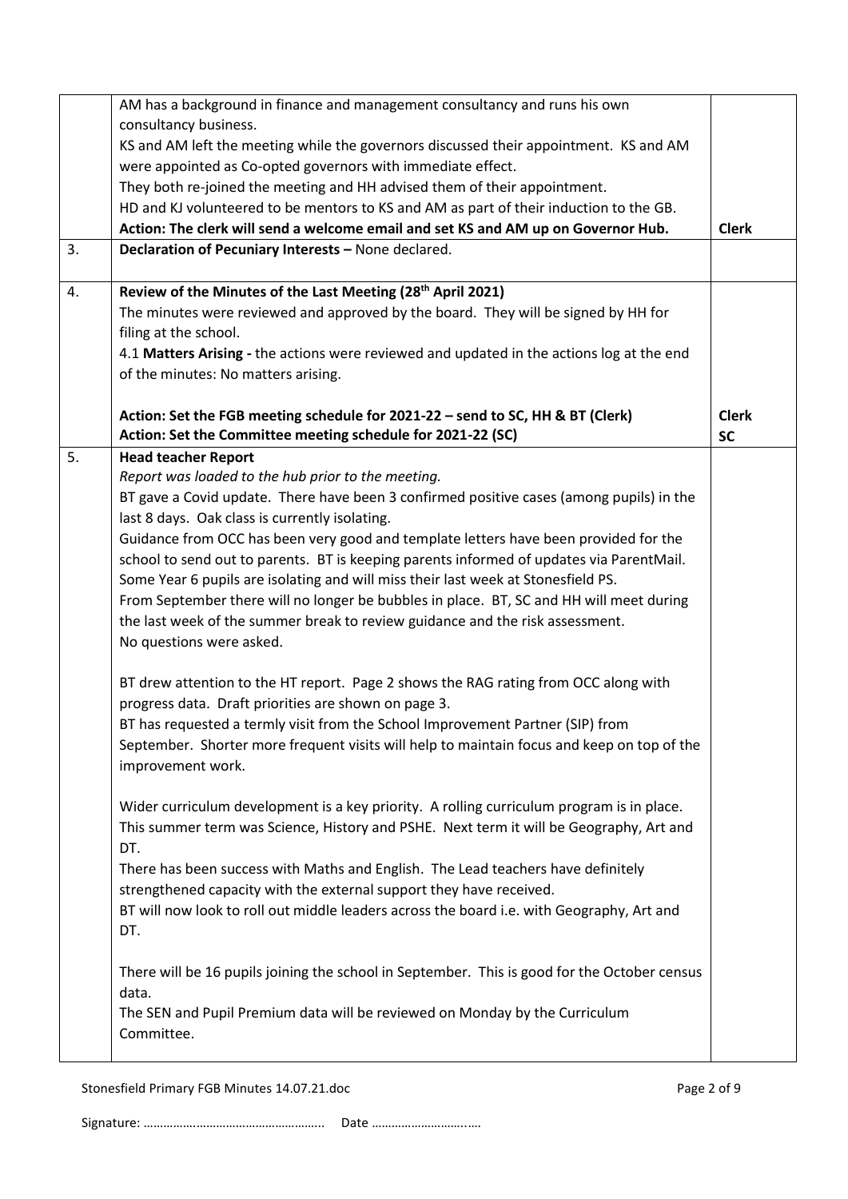| | | |
|---|---|---|
| | AM has a background in finance and management consultancy and runs his own consultancy business.<br>KS and AM left the meeting while the governors discussed their appointment. KS and AM were appointed as Co-opted governors with immediate effect.<br>They both re-joined the meeting and HH advised them of their appointment.<br>HD and KJ volunteered to be mentors to KS and AM as part of their induction to the GB.<br>**Action: The clerk will send a welcome email and set KS and AM up on Governor Hub.** | **Clerk** |
| 3. | **Declaration of Pecuniary Interests –** None declared. | |
| 4. | **Review of the Minutes of the Last Meeting (28th April 2021)**<br>The minutes were reviewed and approved by the board. They will be signed by HH for filing at the school.<br>4.1 **Matters Arising -** the actions were reviewed and updated in the actions log at the end of the minutes: No matters arising.<br><br>**Action: Set the FGB meeting schedule for 2021-22 – send to SC, HH & BT (Clerk)**<br>**Action: Set the Committee meeting schedule for 2021-22 (SC)** | **Clerk**<br>**SC** |
| 5. | **Head teacher Report**<br>*Report was loaded to the hub prior to the meeting.*<br>BT gave a Covid update. There have been 3 confirmed positive cases (among pupils) in the last 8 days. Oak class is currently isolating.<br>Guidance from OCC has been very good and template letters have been provided for the school to send out to parents. BT is keeping parents informed of updates via ParentMail.<br>Some Year 6 pupils are isolating and will miss their last week at Stonesfield PS.<br>From September there will no longer be bubbles in place. BT, SC and HH will meet during the last week of the summer break to review guidance and the risk assessment.<br>No questions were asked.<br><br>BT drew attention to the HT report. Page 2 shows the RAG rating from OCC along with progress data. Draft priorities are shown on page 3.<br>BT has requested a termly visit from the School Improvement Partner (SIP) from September. Shorter more frequent visits will help to maintain focus and keep on top of the improvement work.<br><br>Wider curriculum development is a key priority. A rolling curriculum program is in place. This summer term was Science, History and PSHE. Next term it will be Geography, Art and DT.<br>There has been success with Maths and English. The Lead teachers have definitely strengthened capacity with the external support they have received.<br>BT will now look to roll out middle leaders across the board i.e. with Geography, Art and DT.<br><br>There will be 16 pupils joining the school in September. This is good for the October census data.<br>The SEN and Pupil Premium data will be reviewed on Monday by the Curriculum Committee. | |

Signature: …………………………………………….. Date ………………………..….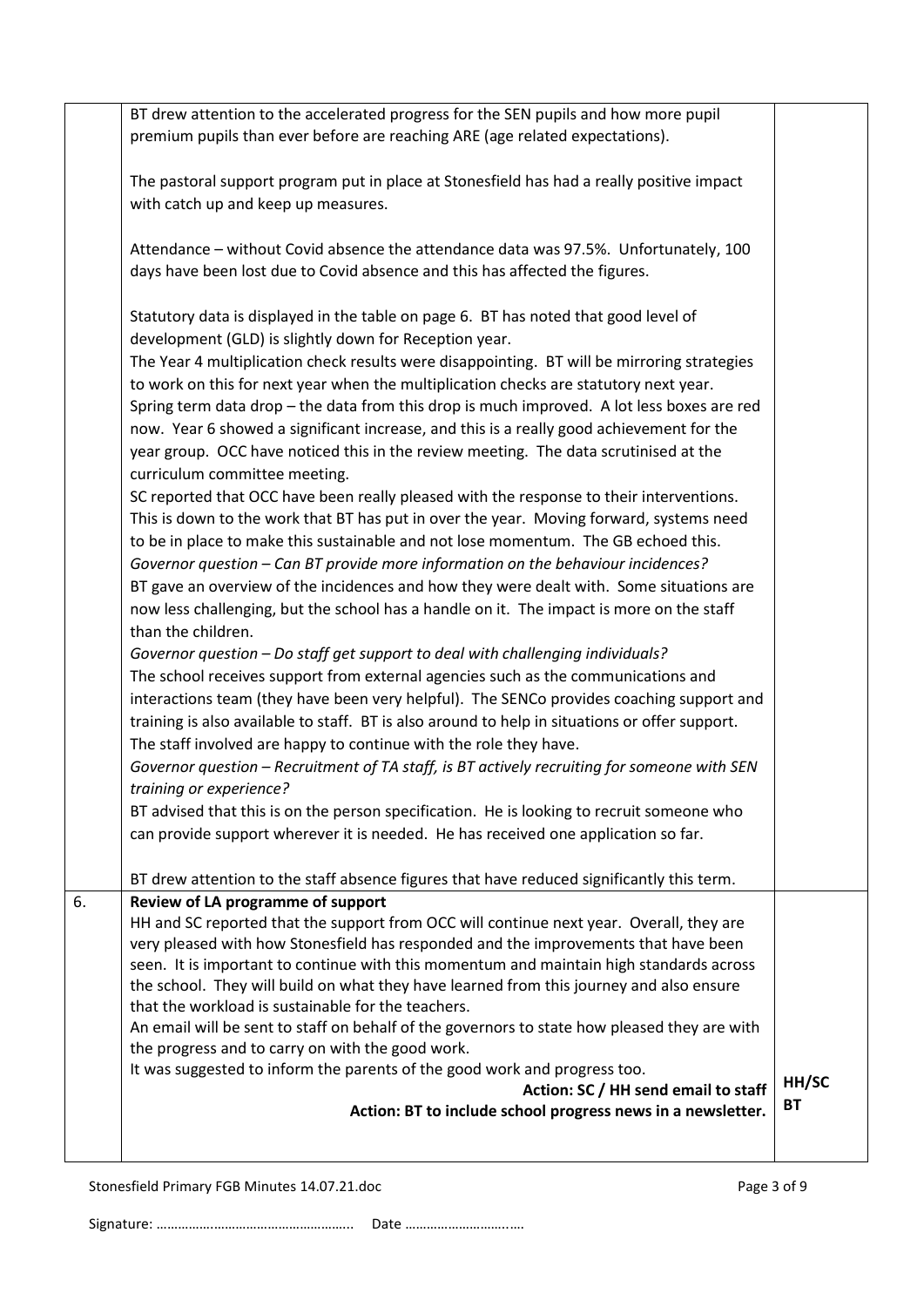| | | |
|---|---|---|
| | BT drew attention to the accelerated progress for the SEN pupils and how more pupil premium pupils than ever before are reaching ARE (age related expectations).<br><br>The pastoral support program put in place at Stonesfield has had a really positive impact with catch up and keep up measures.<br><br>Attendance – without Covid absence the attendance data was 97.5%. Unfortunately, 100 days have been lost due to Covid absence and this has affected the figures.<br><br>Statutory data is displayed in the table on page 6. BT has noted that good level of development (GLD) is slightly down for Reception year.<br>The Year 4 multiplication check results were disappointing. BT will be mirroring strategies to work on this for next year when the multiplication checks are statutory next year.<br>Spring term data drop – the data from this drop is much improved. A lot less boxes are red now. Year 6 showed a significant increase, and this is a really good achievement for the year group. OCC have noticed this in the review meeting. The data scrutinised at the curriculum committee meeting.<br>SC reported that OCC have been really pleased with the response to their interventions. This is down to the work that BT has put in over the year. Moving forward, systems need to be in place to make this sustainable and not lose momentum. The GB echoed this.<br>*Governor question – Can BT provide more information on the behaviour incidences?*<br>BT gave an overview of the incidences and how they were dealt with. Some situations are now less challenging, but the school has a handle on it. The impact is more on the staff than the children.<br>*Governor question – Do staff get support to deal with challenging individuals?*<br>The school receives support from external agencies such as the communications and interactions team (they have been very helpful). The SENCo provides coaching support and training is also available to staff. BT is also around to help in situations or offer support. The staff involved are happy to continue with the role they have.<br>*Governor question – Recruitment of TA staff, is BT actively recruiting for someone with SEN training or experience?*<br>BT advised that this is on the person specification. He is looking to recruit someone who can provide support wherever it is needed. He has received one application so far.<br><br>BT drew attention to the staff absence figures that have reduced significantly this term. | |
| 6. | **Review of LA programme of support**<br>HH and SC reported that the support from OCC will continue next year. Overall, they are very pleased with how Stonesfield has responded and the improvements that have been seen. It is important to continue with this momentum and maintain high standards across the school. They will build on what they have learned from this journey and also ensure that the workload is sustainable for the teachers.<br>An email will be sent to staff on behalf of the governors to state how pleased they are with the progress and to carry on with the good work.<br>It was suggested to inform the parents of the good work and progress too.<br>**Action: SC / HH send email to staff**<br>**Action: BT to include school progress news in a newsletter.** | **HH/SC**<br>**BT** |

Signature: …………………………………………….. Date ……………………….….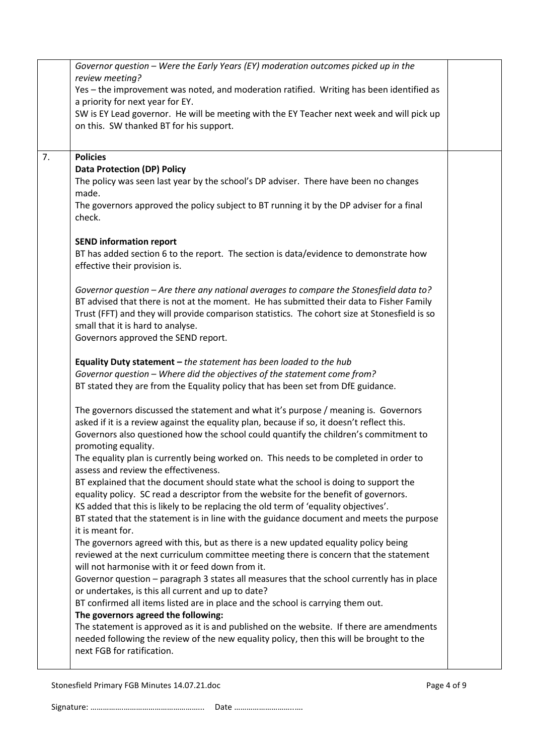| | | |
|---|---|---|
| | *Governor question – Were the Early Years (EY) moderation outcomes picked up in the review meeting?*<br>Yes – the improvement was noted, and moderation ratified. Writing has been identified as a priority for next year for EY.<br>SW is EY Lead governor. He will be meeting with the EY Teacher next week and will pick up on this. SW thanked BT for his support. | |
| 7. | **Policies**<br>**Data Protection (DP) Policy**<br>The policy was seen last year by the school's DP adviser. There have been no changes made.<br>The governors approved the policy subject to BT running it by the DP adviser for a final check.<br><br>**SEND information report**<br>BT has added section 6 to the report. The section is data/evidence to demonstrate how effective their provision is.<br><br>*Governor question – Are there any national averages to compare the Stonesfield data to?*<br>BT advised that there is not at the moment. He has submitted their data to Fisher Family Trust (FFT) and they will provide comparison statistics. The cohort size at Stonesfield is so small that it is hard to analyse.<br>Governors approved the SEND report.<br><br>**Equality Duty statement –** *the statement has been loaded to the hub*<br>*Governor question – Where did the objectives of the statement come from?*<br>BT stated they are from the Equality policy that has been set from DfE guidance.<br><br>The governors discussed the statement and what it's purpose / meaning is. Governors asked if it is a review against the equality plan, because if so, it doesn't reflect this. Governors also questioned how the school could quantify the children's commitment to promoting equality.<br>The equality plan is currently being worked on. This needs to be completed in order to assess and review the effectiveness.<br>BT explained that the document should state what the school is doing to support the equality policy. SC read a descriptor from the website for the benefit of governors.<br>KS added that this is likely to be replacing the old term of 'equality objectives'.<br>BT stated that the statement is in line with the guidance document and meets the purpose it is meant for.<br>The governors agreed with this, but as there is a new updated equality policy being reviewed at the next curriculum committee meeting there is concern that the statement will not harmonise with it or feed down from it.<br>Governor question – paragraph 3 states all measures that the school currently has in place or undertakes, is this all current and up to date?<br>BT confirmed all items listed are in place and the school is carrying them out.<br>**The governors agreed the following:**<br>The statement is approved as it is and published on the website. If there are amendments needed following the review of the new equality policy, then this will be brought to the next FGB for ratification. | |

Stonesfield Primary FGB Minutes 14.07.21.doc

Signature: …………………………………………….. Date ………………………..….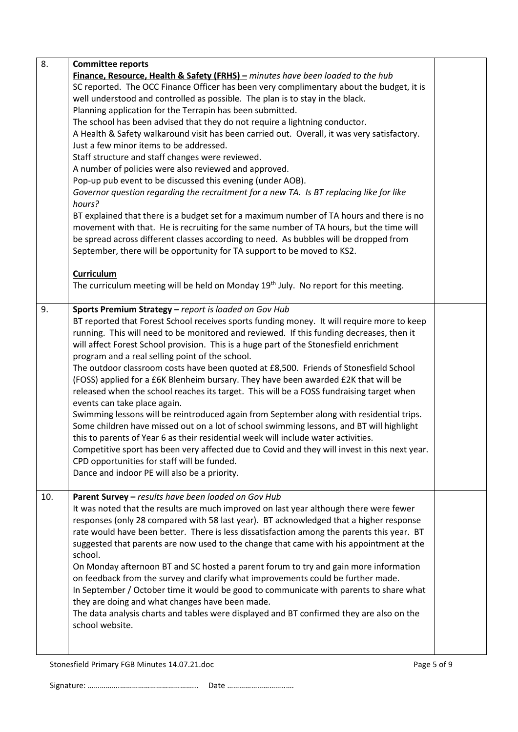| | | |
|---|---|---|
| 8. | **Committee reports**<br>**<u>Finance, Resource, Health & Safety (FRHS)</u> –** *minutes have been loaded to the hub*<br>SC reported. The OCC Finance Officer has been very complimentary about the budget, it is well understood and controlled as possible. The plan is to stay in the black.<br>Planning application for the Terrapin has been submitted.<br>The school has been advised that they do not require a lightning conductor.<br>A Health & Safety walkaround visit has been carried out. Overall, it was very satisfactory. Just a few minor items to be addressed.<br>Staff structure and staff changes were reviewed.<br>A number of policies were also reviewed and approved.<br>Pop-up pub event to be discussed this evening (under AOB).<br>*Governor question regarding the recruitment for a new TA. Is BT replacing like for like hours?*<br>BT explained that there is a budget set for a maximum number of TA hours and there is no movement with that. He is recruiting for the same number of TA hours, but the time will be spread across different classes according to need. As bubbles will be dropped from September, there will be opportunity for TA support to be moved to KS2.<br><br>**<u>Curriculum</u>**<br>The curriculum meeting will be held on Monday 19th July. No report for this meeting. | |
| 9. | **Sports Premium Strategy –** *report is loaded on Gov Hub*<br>BT reported that Forest School receives sports funding money. It will require more to keep running. This will need to be monitored and reviewed. If this funding decreases, then it will affect Forest School provision. This is a huge part of the Stonesfield enrichment program and a real selling point of the school.<br>The outdoor classroom costs have been quoted at £8,500. Friends of Stonesfield School (FOSS) applied for a £6K Blenheim bursary. They have been awarded £2K that will be released when the school reaches its target. This will be a FOSS fundraising target when events can take place again.<br>Swimming lessons will be reintroduced again from September along with residential trips. Some children have missed out on a lot of school swimming lessons, and BT will highlight this to parents of Year 6 as their residential week will include water activities.<br>Competitive sport has been very affected due to Covid and they will invest in this next year.<br>CPD opportunities for staff will be funded.<br>Dance and indoor PE will also be a priority. | |
| 10. | **Parent Survey –** *results have been loaded on Gov Hub*<br>It was noted that the results are much improved on last year although there were fewer responses (only 28 compared with 58 last year). BT acknowledged that a higher response rate would have been better. There is less dissatisfaction among the parents this year. BT suggested that parents are now used to the change that came with his appointment at the school.<br>On Monday afternoon BT and SC hosted a parent forum to try and gain more information on feedback from the survey and clarify what improvements could be further made.<br>In September / October time it would be good to communicate with parents to share what they are doing and what changes have been made.<br>The data analysis charts and tables were displayed and BT confirmed they are also on the school website. | |

Signature: …………………………………………….. Date ……………………….….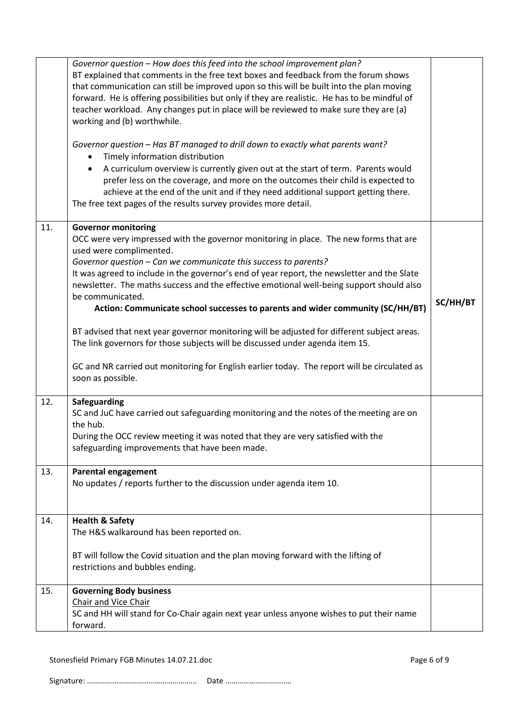| | | |
|---|---|---|
| | *Governor question – How does this feed into the school improvement plan?*<br>BT explained that comments in the free text boxes and feedback from the forum shows that communication can still be improved upon so this will be built into the plan moving forward. He is offering possibilities but only if they are realistic. He has to be mindful of teacher workload. Any changes put in place will be reviewed to make sure they are (a) working and (b) worthwhile.<br><br>*Governor question – Has BT managed to drill down to exactly what parents want?*<br>• Timely information distribution<br>• A curriculum overview is currently given out at the start of term. Parents would prefer less on the coverage, and more on the outcomes their child is expected to achieve at the end of the unit and if they need additional support getting there.<br>The free text pages of the results survey provides more detail. | |
| 11. | **Governor monitoring**<br>OCC were very impressed with the governor monitoring in place. The new forms that are used were complimented.<br>*Governor question – Can we communicate this success to parents?*<br>It was agreed to include in the governor's end of year report, the newsletter and the Slate newsletter. The maths success and the effective emotional well-being support should also be communicated.<br>**Action: Communicate school successes to parents and wider community (SC/HH/BT)**<br><br>BT advised that next year governor monitoring will be adjusted for different subject areas. The link governors for those subjects will be discussed under agenda item 15.<br><br>GC and NR carried out monitoring for English earlier today. The report will be circulated as soon as possible. | **SC/HH/BT** |
| 12. | **Safeguarding**<br>SC and JuC have carried out safeguarding monitoring and the notes of the meeting are on the hub.<br>During the OCC review meeting it was noted that they are very satisfied with the safeguarding improvements that have been made. | |
| 13. | **Parental engagement**<br>No updates / reports further to the discussion under agenda item 10. | |
| 14. | **Health & Safety**<br>The H&S walkaround has been reported on.<br><br>BT will follow the Covid situation and the plan moving forward with the lifting of restrictions and bubbles ending. | |
| 15. | **Governing Body business**<br>Chair and Vice Chair<br>SC and HH will stand for Co-Chair again next year unless anyone wishes to put their name forward. | |

Signature: …………………………………………….. Date ……………………….….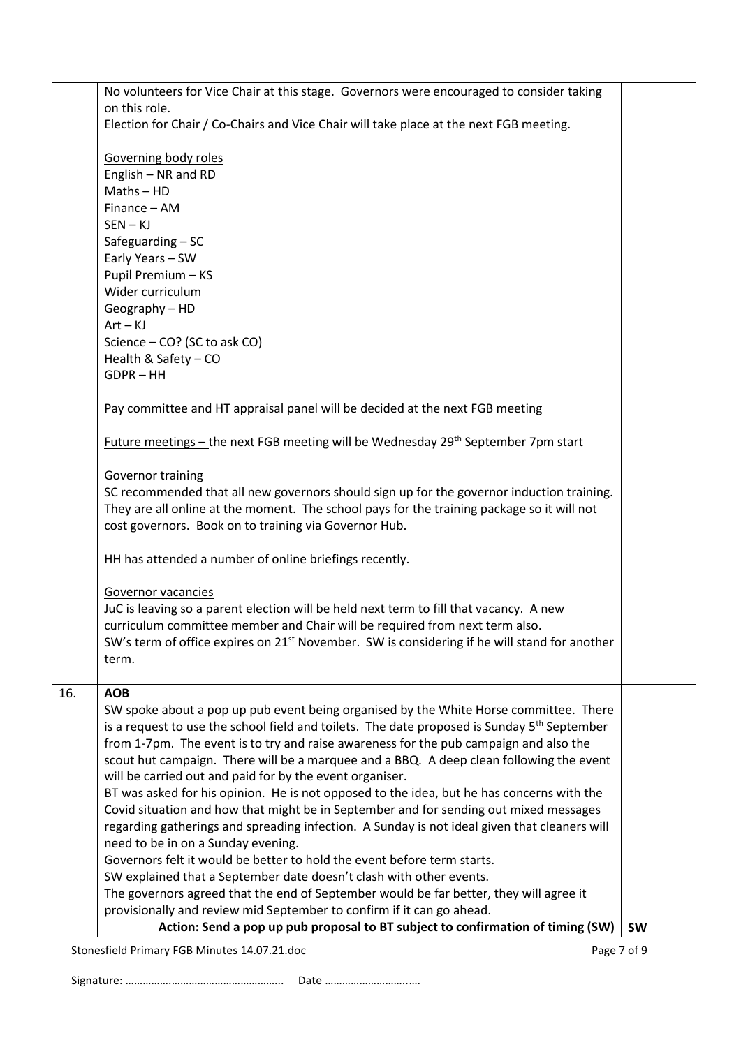| | | |
|---|---|---|
| | No volunteers for Vice Chair at this stage. Governors were encouraged to consider taking on this role.<br>Election for Chair / Co-Chairs and Vice Chair will take place at the next FGB meeting.<br><br><u>Governing body roles</u><br>English – NR and RD<br>Maths – HD<br>Finance – AM<br>SEN – KJ<br>Safeguarding – SC<br>Early Years – SW<br>Pupil Premium – KS<br>Wider curriculum<br>Geography – HD<br>Art – KJ<br>Science – CO? (SC to ask CO)<br>Health & Safety – CO<br>GDPR – HH<br><br>Pay committee and HT appraisal panel will be decided at the next FGB meeting<br><br><u>Future meetings</u> – the next FGB meeting will be Wednesday 29th September 7pm start<br><br><u>Governor training</u><br>SC recommended that all new governors should sign up for the governor induction training. They are all online at the moment. The school pays for the training package so it will not cost governors. Book on to training via Governor Hub.<br><br>HH has attended a number of online briefings recently.<br><br><u>Governor vacancies</u><br>JuC is leaving so a parent election will be held next term to fill that vacancy. A new curriculum committee member and Chair will be required from next term also.<br>SW's term of office expires on 21st November. SW is considering if he will stand for another term. | |
| 16. | **AOB**<br>SW spoke about a pop up pub event being organised by the White Horse committee. There is a request to use the school field and toilets. The date proposed is Sunday 5th September from 1-7pm. The event is to try and raise awareness for the pub campaign and also the scout hut campaign. There will be a marquee and a BBQ. A deep clean following the event will be carried out and paid for by the event organiser.<br>BT was asked for his opinion. He is not opposed to the idea, but he has concerns with the Covid situation and how that might be in September and for sending out mixed messages regarding gatherings and spreading infection. A Sunday is not ideal given that cleaners will need to be in on a Sunday evening.<br>Governors felt it would be better to hold the event before term starts.<br>SW explained that a September date doesn't clash with other events.<br>The governors agreed that the end of September would be far better, they will agree it provisionally and review mid September to confirm if it can go ahead.<br>**Action: Send a pop up pub proposal to BT subject to confirmation of timing (SW)** | **SW** |

Stonesfield Primary FGB Minutes 14.07.21.doc

Signature: …………………………………………….. Date ……………………….….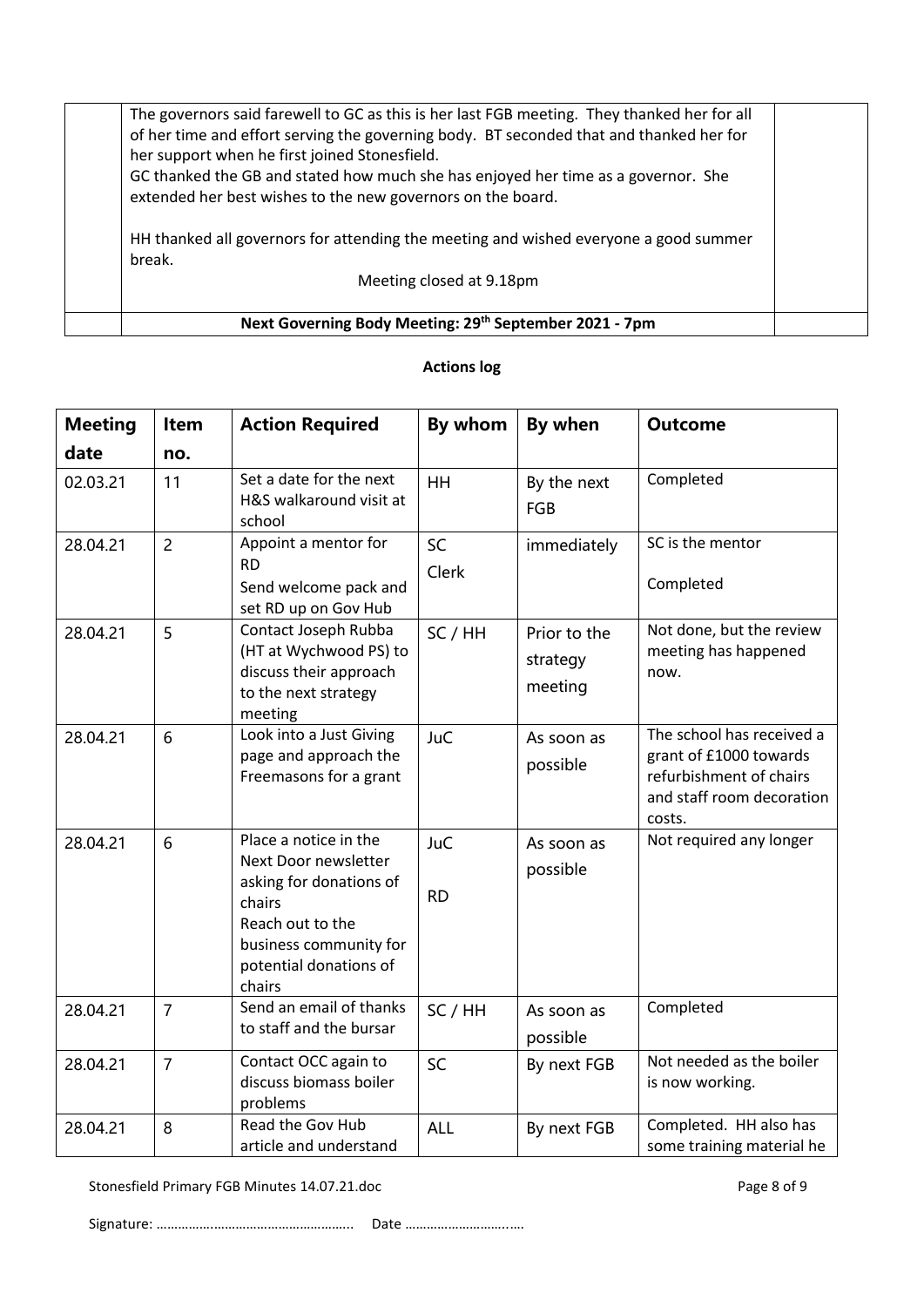| | | |
|---|---|---|
| | The governors said farewell to GC as this is her last FGB meeting. They thanked her for all of her time and effort serving the governing body. BT seconded that and thanked her for her support when he first joined Stonesfield.<br>GC thanked the GB and stated how much she has enjoyed her time as a governor. She extended her best wishes to the new governors on the board.<br><br>HH thanked all governors for attending the meeting and wished everyone a good summer break.<br>Meeting closed at 9.18pm | |
| | **Next Governing Body Meeting: 29th September 2021 - 7pm** | |

**Actions log**

| Meeting date | Item no. | Action Required | By whom | By when | Outcome |
|---|---|---|---|---|---|
| 02.03.21 | 11 | Set a date for the next H&S walkaround visit at school | HH | By the next FGB | Completed |
| 28.04.21 | 2 | Appoint a mentor for RD<br>Send welcome pack and set RD up on Gov Hub | SC<br>Clerk | immediately | SC is the mentor<br>Completed |
| 28.04.21 | 5 | Contact Joseph Rubba (HT at Wychwood PS) to discuss their approach to the next strategy meeting | SC / HH | Prior to the strategy meeting | Not done, but the review meeting has happened now. |
| 28.04.21 | 6 | Look into a Just Giving page and approach the Freemasons for a grant | JuC | As soon as possible | The school has received a grant of £1000 towards refurbishment of chairs and staff room decoration costs. |
| 28.04.21 | 6 | Place a notice in the Next Door newsletter asking for donations of chairs<br>Reach out to the business community for potential donations of chairs | JuC<br>RD | As soon as possible | Not required any longer |
| 28.04.21 | 7 | Send an email of thanks to staff and the bursar | SC / HH | As soon as possible | Completed |
| 28.04.21 | 7 | Contact OCC again to discuss biomass boiler problems | SC | By next FGB | Not needed as the boiler is now working. |
| 28.04.21 | 8 | Read the Gov Hub article and understand | ALL | By next FGB | Completed. HH also has some training material he |

Signature: ……………………………………………….. Date ……………………….….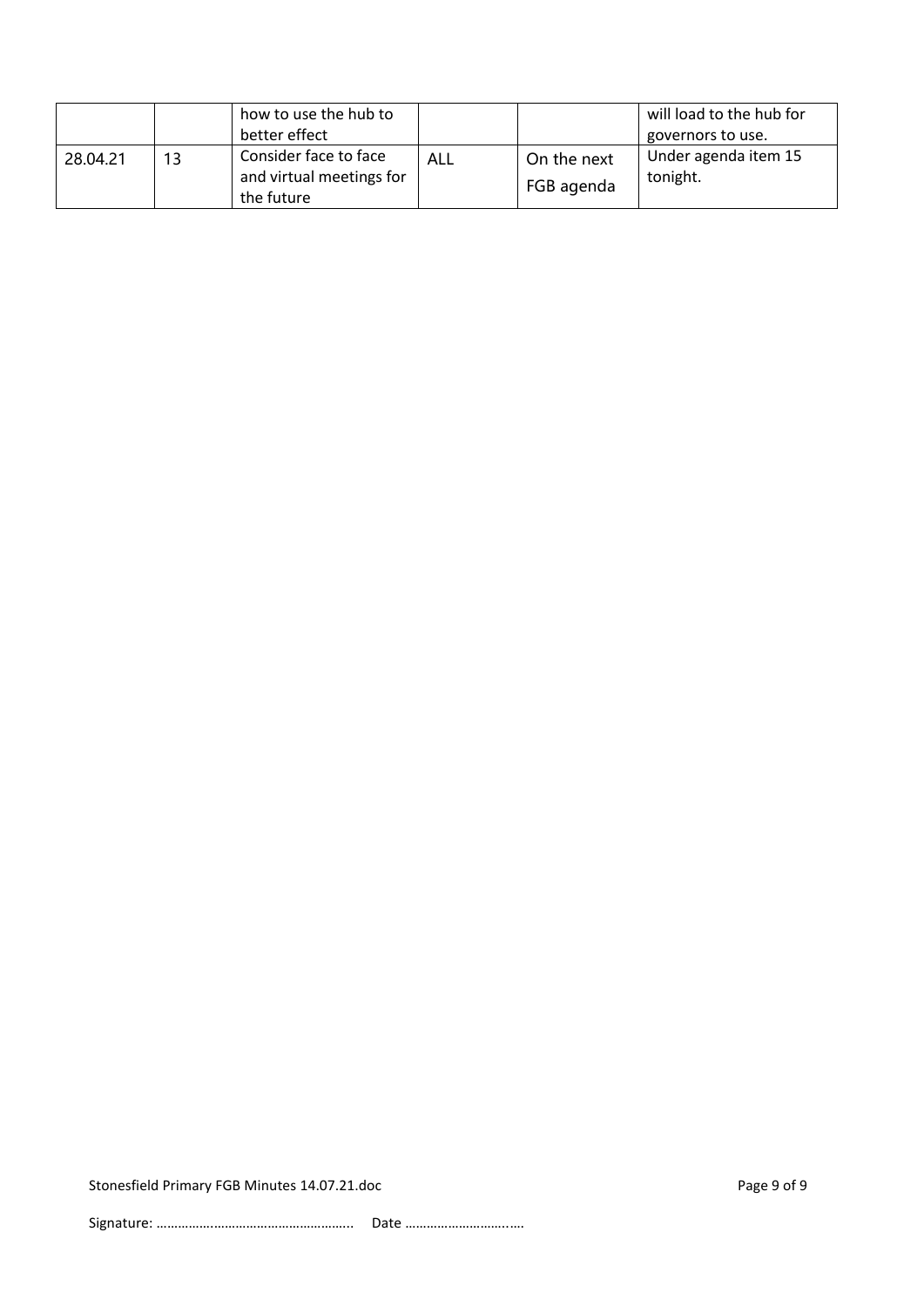| | | | | | |
|---|---|---|---|---|---|
| | | how to use the hub to better effect | | | will load to the hub for governors to use. |
| 28.04.21 | 13 | Consider face to face and virtual meetings for the future | ALL | On the next FGB agenda | Under agenda item 15 tonight. |

Signature: ……………………………………………….. Date ……………………….….